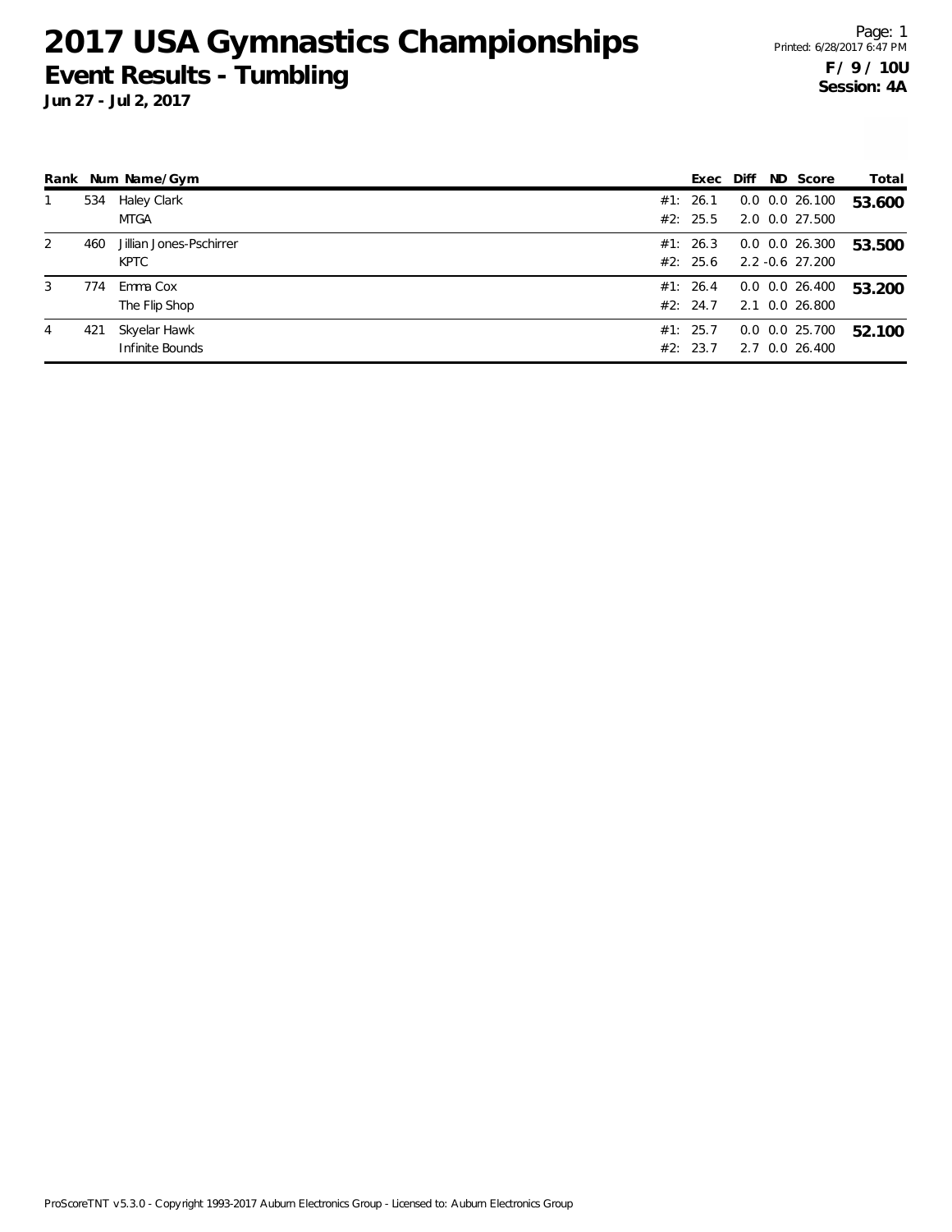# 2017 USA Gymnastics Championships

## Event Results - Tumbling

**Jun 27 - Jul 2, 2017**

Printed: 6/28/2017 6:47 PM

**F / 9 / 10U**
**Session: 4A**

| Rank | Num | Name/Gym | | Exec | Diff | ND | Score | Total |
|---|---|---|---|---|---|---|---|---|
| 1 | 534 | Haley Clark | #1: | 26.1 | 0.0 | 0.0 | 26.100 | **53.600** |
| | | MTGA | #2: | 25.5 | 2.0 | 0.0 | 27.500 | |
| 2 | 460 | Jillian Jones-Pschirrer | #1: | 26.3 | 0.0 | 0.0 | 26.300 | **53.500** |
| | | KPTC | #2: | 25.6 | 2.2 | -0.6 | 27.200 | |
| 3 | 774 | Emma Cox | #1: | 26.4 | 0.0 | 0.0 | 26.400 | **53.200** |
| | | The Flip Shop | #2: | 24.7 | 2.1 | 0.0 | 26.800 | |
| 4 | 421 | Skyelar Hawk | #1: | 25.7 | 0.0 | 0.0 | 25.700 | **52.100** |
| | | Infinite Bounds | #2: | 23.7 | 2.7 | 0.0 | 26.400 | |

ProScoreTNT v5.3.0 - Copyright 1993-2017 Auburn Electronics Group - Licensed to: Auburn Electronics Group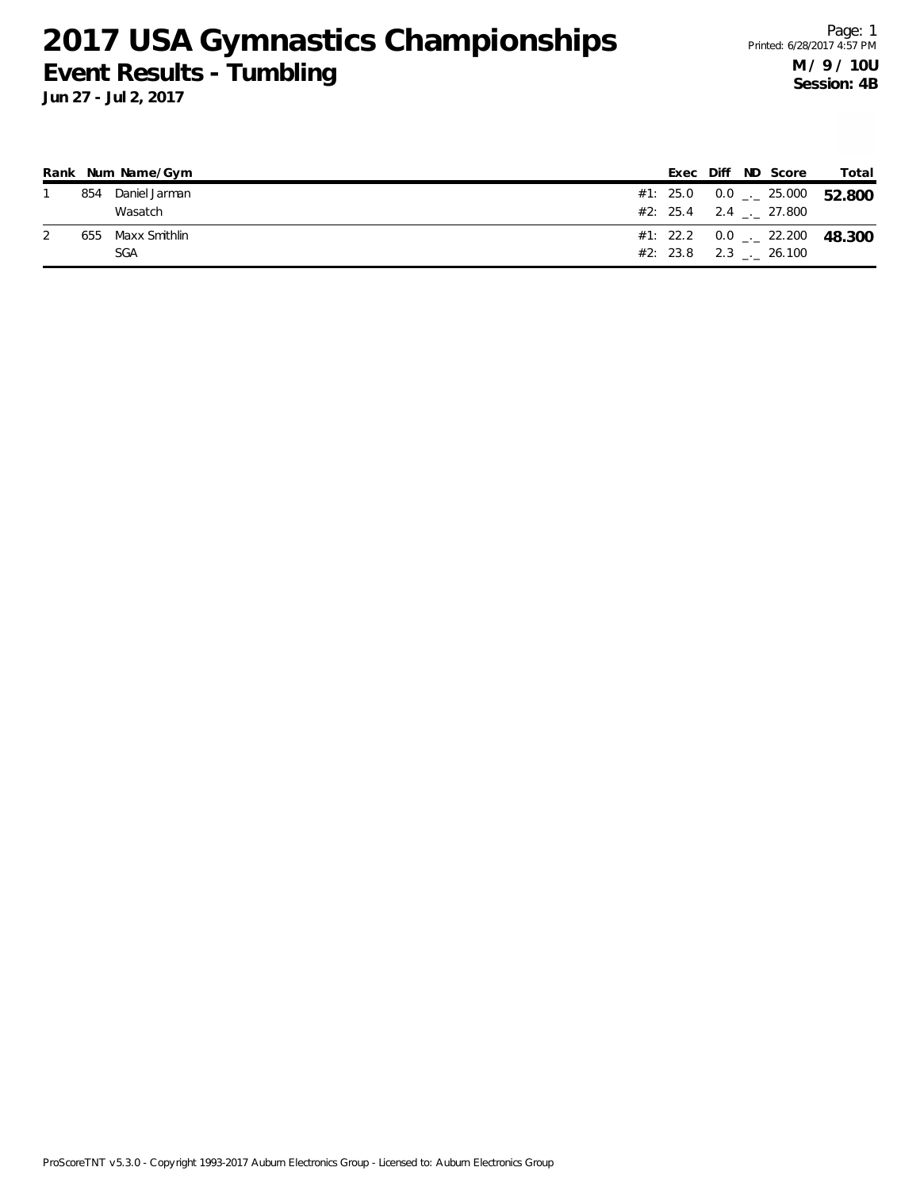# 2017 USA Gymnastics Championships

## Event Results - Tumbling

**Jun 27 - Jul 2, 2017**

**M / 9 / 10U**
**Session: 4B**

| Rank | Num | Name/Gym | | Exec | Diff | ND | Score | Total |
|---|---|---|---|---|---|---|---|---|
| 1 | 854 | Daniel Jarman | #1: | 25.0 | 0.0 | _._ | 25.000 | **52.800** |
| | | Wasatch | #2: | 25.4 | 2.4 | _._ | 27.800 | |
| 2 | 655 | Maxx Smithlin | #1: | 22.2 | 0.0 | _._ | 22.200 | **48.300** |
| | | SGA | #2: | 23.8 | 2.3 | _._ | 26.100 | |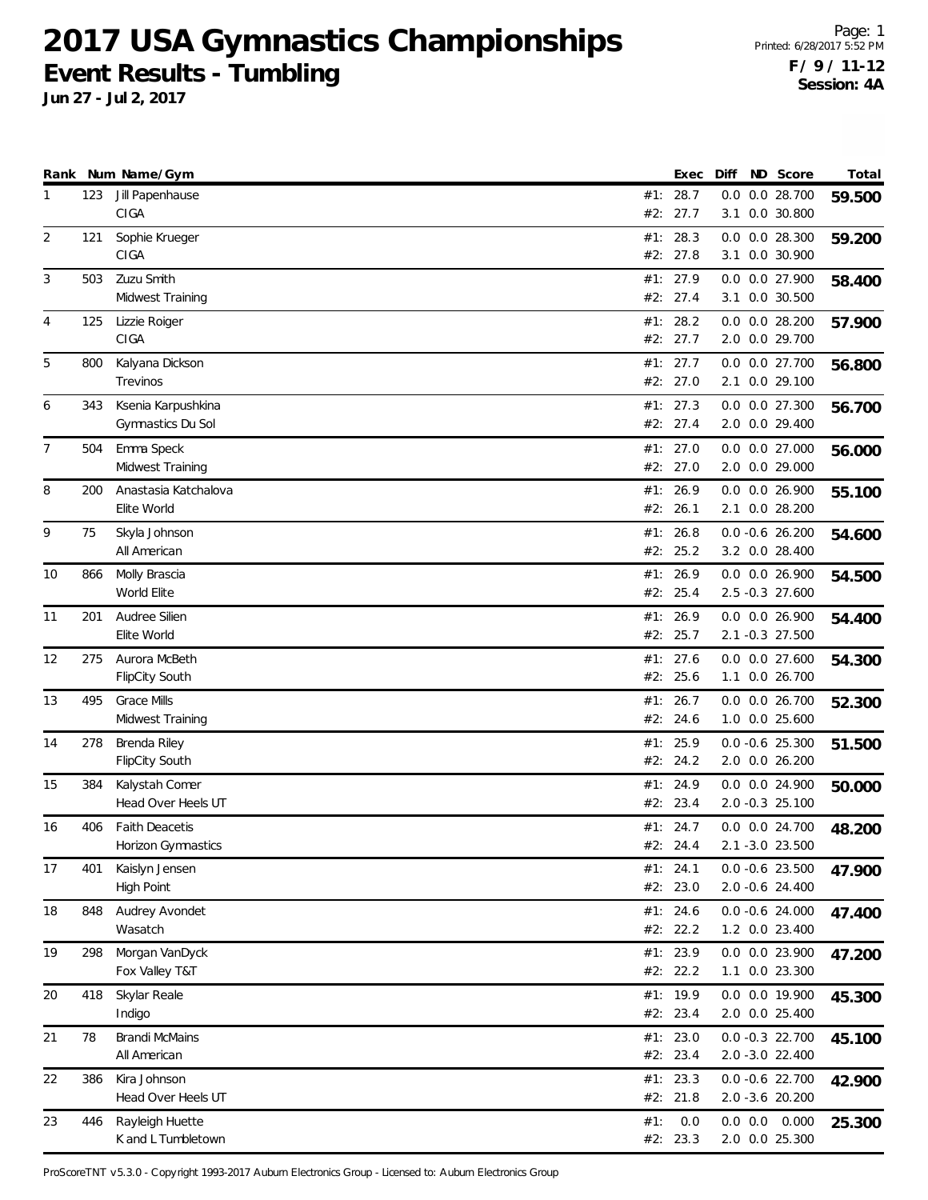# 2017 USA Gymnastics Championships

## Event Results - Tumbling

**Jun 27 - Jul 2, 2017**

**F / 9 / 11-12**
**Session: 4A**

| Rank | Num | Name/Gym | | Exec | Diff | ND | Score | Total |
|---|---|---|---|---|---|---|---|---|
| 1 | 123 | Jill Papenhause | #1: | 28.7 | 0.0 | 0.0 | 28.700 | 59.500 |
| | | CIGA | #2: | 27.7 | 3.1 | 0.0 | 30.800 | |
| 2 | 121 | Sophie Krueger | #1: | 28.3 | 0.0 | 0.0 | 28.300 | 59.200 |
| | | CIGA | #2: | 27.8 | 3.1 | 0.0 | 30.900 | |
| 3 | 503 | Zuzu Smith | #1: | 27.9 | 0.0 | 0.0 | 27.900 | 58.400 |
| | | Midwest Training | #2: | 27.4 | 3.1 | 0.0 | 30.500 | |
| 4 | 125 | Lizzie Roiger | #1: | 28.2 | 0.0 | 0.0 | 28.200 | 57.900 |
| | | CIGA | #2: | 27.7 | 2.0 | 0.0 | 29.700 | |
| 5 | 800 | Kalyana Dickson | #1: | 27.7 | 0.0 | 0.0 | 27.700 | 56.800 |
| | | Trevinos | #2: | 27.0 | 2.1 | 0.0 | 29.100 | |
| 6 | 343 | Ksenia Karpushkina | #1: | 27.3 | 0.0 | 0.0 | 27.300 | 56.700 |
| | | Gymnastics Du Sol | #2: | 27.4 | 2.0 | 0.0 | 29.400 | |
| 7 | 504 | Emma Speck | #1: | 27.0 | 0.0 | 0.0 | 27.000 | 56.000 |
| | | Midwest Training | #2: | 27.0 | 2.0 | 0.0 | 29.000 | |
| 8 | 200 | Anastasia Katchalova | #1: | 26.9 | 0.0 | 0.0 | 26.900 | 55.100 |
| | | Elite World | #2: | 26.1 | 2.1 | 0.0 | 28.200 | |
| 9 | 75 | Skyla Johnson | #1: | 26.8 | 0.0 | -0.6 | 26.200 | 54.600 |
| | | All American | #2: | 25.2 | 3.2 | 0.0 | 28.400 | |
| 10 | 866 | Molly Brascia | #1: | 26.9 | 0.0 | 0.0 | 26.900 | 54.500 |
| | | World Elite | #2: | 25.4 | 2.5 | -0.3 | 27.600 | |
| 11 | 201 | Audree Silien | #1: | 26.9 | 0.0 | 0.0 | 26.900 | 54.400 |
| | | Elite World | #2: | 25.7 | 2.1 | -0.3 | 27.500 | |
| 12 | 275 | Aurora McBeth | #1: | 27.6 | 0.0 | 0.0 | 27.600 | 54.300 |
| | | FlipCity South | #2: | 25.6 | 1.1 | 0.0 | 26.700 | |
| 13 | 495 | Grace Mills | #1: | 26.7 | 0.0 | 0.0 | 26.700 | 52.300 |
| | | Midwest Training | #2: | 24.6 | 1.0 | 0.0 | 25.600 | |
| 14 | 278 | Brenda Riley | #1: | 25.9 | 0.0 | -0.6 | 25.300 | 51.500 |
| | | FlipCity South | #2: | 24.2 | 2.0 | 0.0 | 26.200 | |
| 15 | 384 | Kalystah Comer | #1: | 24.9 | 0.0 | 0.0 | 24.900 | 50.000 |
| | | Head Over Heels UT | #2: | 23.4 | 2.0 | -0.3 | 25.100 | |
| 16 | 406 | Faith Deacetis | #1: | 24.7 | 0.0 | 0.0 | 24.700 | 48.200 |
| | | Horizon Gymnastics | #2: | 24.4 | 2.1 | -3.0 | 23.500 | |
| 17 | 401 | Kaislyn Jensen | #1: | 24.1 | 0.0 | -0.6 | 23.500 | 47.900 |
| | | High Point | #2: | 23.0 | 2.0 | -0.6 | 24.400 | |
| 18 | 848 | Audrey Avondet | #1: | 24.6 | 0.0 | -0.6 | 24.000 | 47.400 |
| | | Wasatch | #2: | 22.2 | 1.2 | 0.0 | 23.400 | |
| 19 | 298 | Morgan VanDyck | #1: | 23.9 | 0.0 | 0.0 | 23.900 | 47.200 |
| | | Fox Valley T&T | #2: | 22.2 | 1.1 | 0.0 | 23.300 | |
| 20 | 418 | Skylar Reale | #1: | 19.9 | 0.0 | 0.0 | 19.900 | 45.300 |
| | | Indigo | #2: | 23.4 | 2.0 | 0.0 | 25.400 | |
| 21 | 78 | Brandi McMains | #1: | 23.0 | 0.0 | -0.3 | 22.700 | 45.100 |
| | | All American | #2: | 23.4 | 2.0 | -3.0 | 22.400 | |
| 22 | 386 | Kira Johnson | #1: | 23.3 | 0.0 | -0.6 | 22.700 | 42.900 |
| | | Head Over Heels UT | #2: | 21.8 | 2.0 | -3.6 | 20.200 | |
| 23 | 446 | Rayleigh Huette | #1: | 0.0 | 0.0 | 0.0 | 0.000 | 25.300 |
| | | K and L Tumbletown | #2: | 23.3 | 2.0 | 0.0 | 25.300 | |

ProScoreTNT v5.3.0 - Copyright 1993-2017 Auburn Electronics Group - Licensed to: Auburn Electronics Group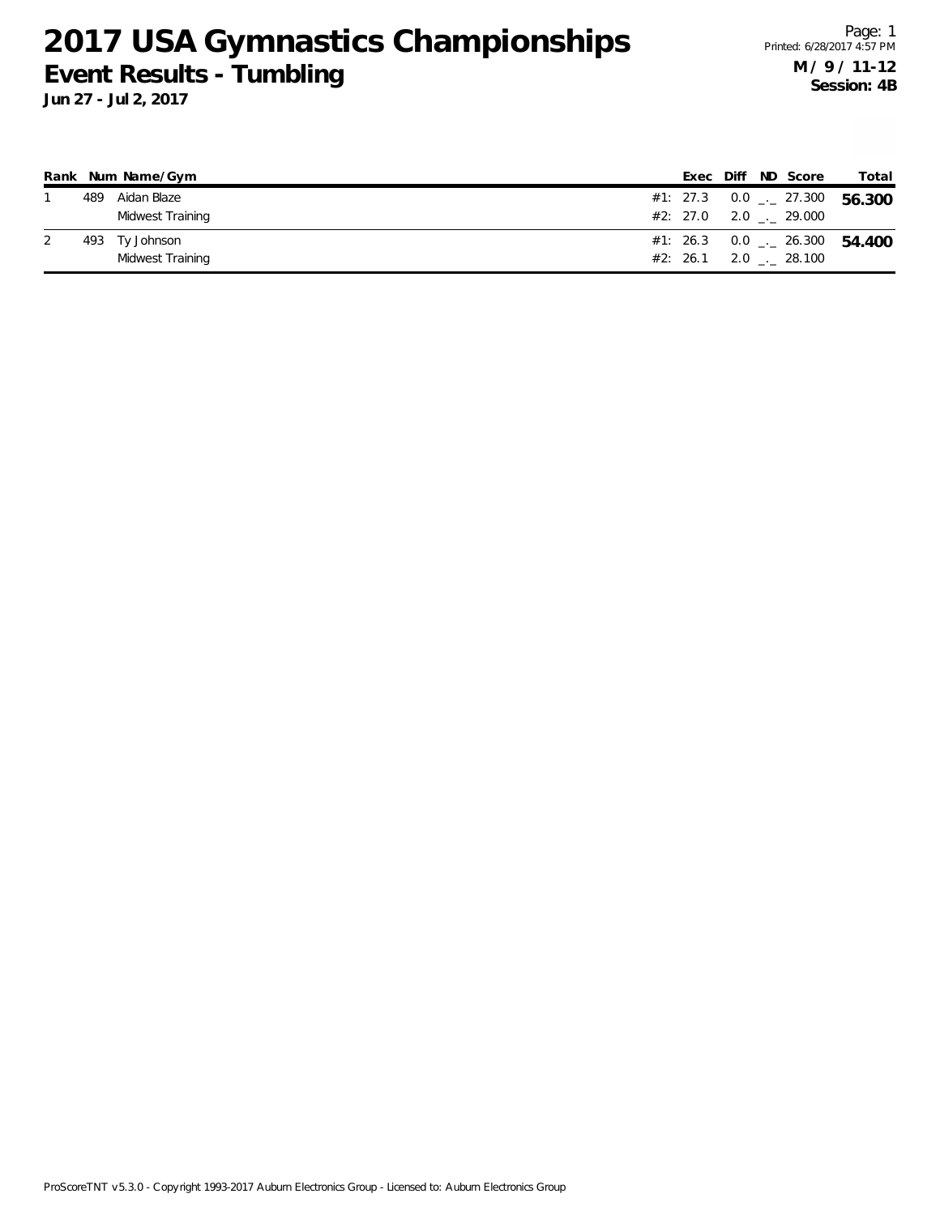# 2017 USA Gymnastics Championships

## Event Results - Tumbling

**Jun 27 - Jul 2, 2017**

**M / 9 / 11-12**
**Session: 4B**

| Rank | Num | Name/Gym | | Exec | Diff | ND | Score | Total |
|---|---|---|---|---|---|---|---|---|
| 1 | 489 | Aidan Blaze | #1: | 27.3 | 0.0 | _._ | 27.300 | **56.300** |
| | | Midwest Training | #2: | 27.0 | 2.0 | _._ | 29.000 | |
| 2 | 493 | Ty Johnson | #1: | 26.3 | 0.0 | _._ | 26.300 | **54.400** |
| | | Midwest Training | #2: | 26.1 | 2.0 | _._ | 28.100 | |

ProScoreTNT v5.3.0 - Copyright 1993-2017 Auburn Electronics Group - Licensed to: Auburn Electronics Group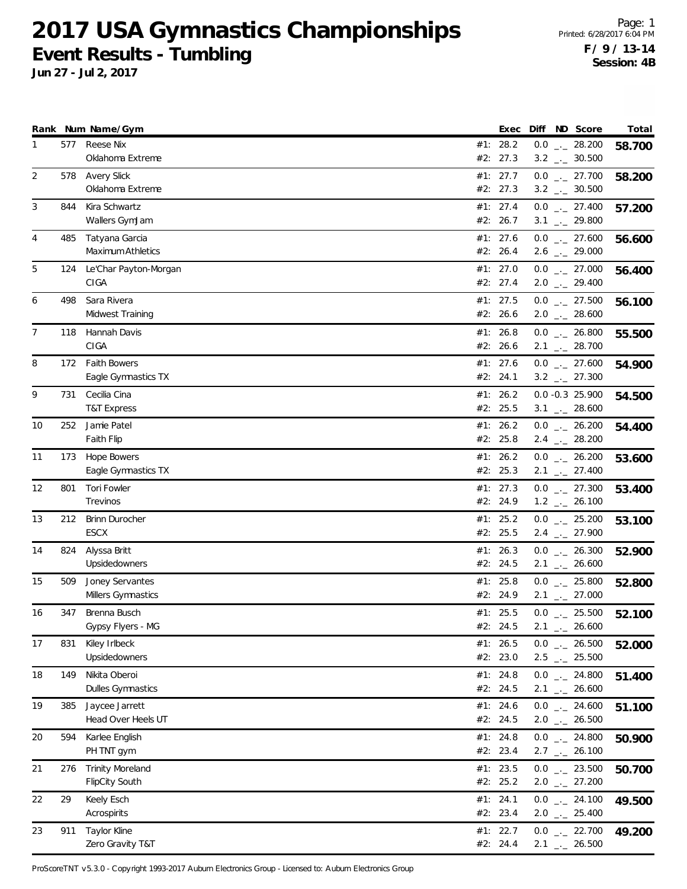# 2017 USA Gymnastics Championships

## Event Results - Tumbling

**Jun 27 - Jul 2, 2017**

Printed: 6/28/2017 6:04 PM

**F / 9 / 13-14**
**Session: 4B**

| Rank | Num | Name/Gym | | Exec | Diff | ND | Score | Total |
|---|---|---|---|---|---|---|---|---|
| 1 | 577 | Reese Nix | #1: | 28.2 | 0.0 | _._ | 28.200 | **58.700** |
| | | Oklahoma Extreme | #2: | 27.3 | 3.2 | _._ | 30.500 | |
| 2 | 578 | Avery Slick | #1: | 27.7 | 0.0 | _._ | 27.700 | **58.200** |
| | | Oklahoma Extreme | #2: | 27.3 | 3.2 | _._ | 30.500 | |
| 3 | 844 | Kira Schwartz | #1: | 27.4 | 0.0 | _._ | 27.400 | **57.200** |
| | | Wallers GymJam | #2: | 26.7 | 3.1 | _._ | 29.800 | |
| 4 | 485 | Tatyana Garcia | #1: | 27.6 | 0.0 | _._ | 27.600 | **56.600** |
| | | Maximum Athletics | #2: | 26.4 | 2.6 | _._ | 29.000 | |
| 5 | 124 | Le'Char Payton-Morgan | #1: | 27.0 | 0.0 | _._ | 27.000 | **56.400** |
| | | CIGA | #2: | 27.4 | 2.0 | _._ | 29.400 | |
| 6 | 498 | Sara Rivera | #1: | 27.5 | 0.0 | _._ | 27.500 | **56.100** |
| | | Midwest Training | #2: | 26.6 | 2.0 | _._ | 28.600 | |
| 7 | 118 | Hannah Davis | #1: | 26.8 | 0.0 | _._ | 26.800 | **55.500** |
| | | CIGA | #2: | 26.6 | 2.1 | _._ | 28.700 | |
| 8 | 172 | Faith Bowers | #1: | 27.6 | 0.0 | _._ | 27.600 | **54.900** |
| | | Eagle Gymnastics TX | #2: | 24.1 | 3.2 | _._ | 27.300 | |
| 9 | 731 | Cecilia Cina | #1: | 26.2 | 0.0 | -0.3 | 25.900 | **54.500** |
| | | T&T Express | #2: | 25.5 | 3.1 | _._ | 28.600 | |
| 10 | 252 | Jamie Patel | #1: | 26.2 | 0.0 | _._ | 26.200 | **54.400** |
| | | Faith Flip | #2: | 25.8 | 2.4 | _._ | 28.200 | |
| 11 | 173 | Hope Bowers | #1: | 26.2 | 0.0 | _._ | 26.200 | **53.600** |
| | | Eagle Gymnastics TX | #2: | 25.3 | 2.1 | _._ | 27.400 | |
| 12 | 801 | Tori Fowler | #1: | 27.3 | 0.0 | _._ | 27.300 | **53.400** |
| | | Trevinos | #2: | 24.9 | 1.2 | _._ | 26.100 | |
| 13 | 212 | Brinn Durocher | #1: | 25.2 | 0.0 | _._ | 25.200 | **53.100** |
| | | ESCX | #2: | 25.5 | 2.4 | _._ | 27.900 | |
| 14 | 824 | Alyssa Britt | #1: | 26.3 | 0.0 | _._ | 26.300 | **52.900** |
| | | Upsidedowners | #2: | 24.5 | 2.1 | _._ | 26.600 | |
| 15 | 509 | Joney Servantes | #1: | 25.8 | 0.0 | _._ | 25.800 | **52.800** |
| | | Millers Gymnastics | #2: | 24.9 | 2.1 | _._ | 27.000 | |
| 16 | 347 | Brenna Busch | #1: | 25.5 | 0.0 | _._ | 25.500 | **52.100** |
| | | Gypsy Flyers - MG | #2: | 24.5 | 2.1 | _._ | 26.600 | |
| 17 | 831 | Kiley Irlbeck | #1: | 26.5 | 0.0 | _._ | 26.500 | **52.000** |
| | | Upsidedowners | #2: | 23.0 | 2.5 | _._ | 25.500 | |
| 18 | 149 | Nikita Oberoi | #1: | 24.8 | 0.0 | _._ | 24.800 | **51.400** |
| | | Dulles Gymnastics | #2: | 24.5 | 2.1 | _._ | 26.600 | |
| 19 | 385 | Jaycee Jarrett | #1: | 24.6 | 0.0 | _._ | 24.600 | **51.100** |
| | | Head Over Heels UT | #2: | 24.5 | 2.0 | _._ | 26.500 | |
| 20 | 594 | Karlee English | #1: | 24.8 | 0.0 | _._ | 24.800 | **50.900** |
| | | PH TNT gym | #2: | 23.4 | 2.7 | _._ | 26.100 | |
| 21 | 276 | Trinity Moreland | #1: | 23.5 | 0.0 | _._ | 23.500 | **50.700** |
| | | FlipCity South | #2: | 25.2 | 2.0 | _._ | 27.200 | |
| 22 | 29 | Keely Esch | #1: | 24.1 | 0.0 | _._ | 24.100 | **49.500** |
| | | Acrospirits | #2: | 23.4 | 2.0 | _._ | 25.400 | |
| 23 | 911 | Taylor Kline | #1: | 22.7 | 0.0 | _._ | 22.700 | **49.200** |
| | | Zero Gravity T&T | #2: | 24.4 | 2.1 | _._ | 26.500 | |

ProScoreTNT v5.3.0 - Copyright 1993-2017 Auburn Electronics Group - Licensed to: Auburn Electronics Group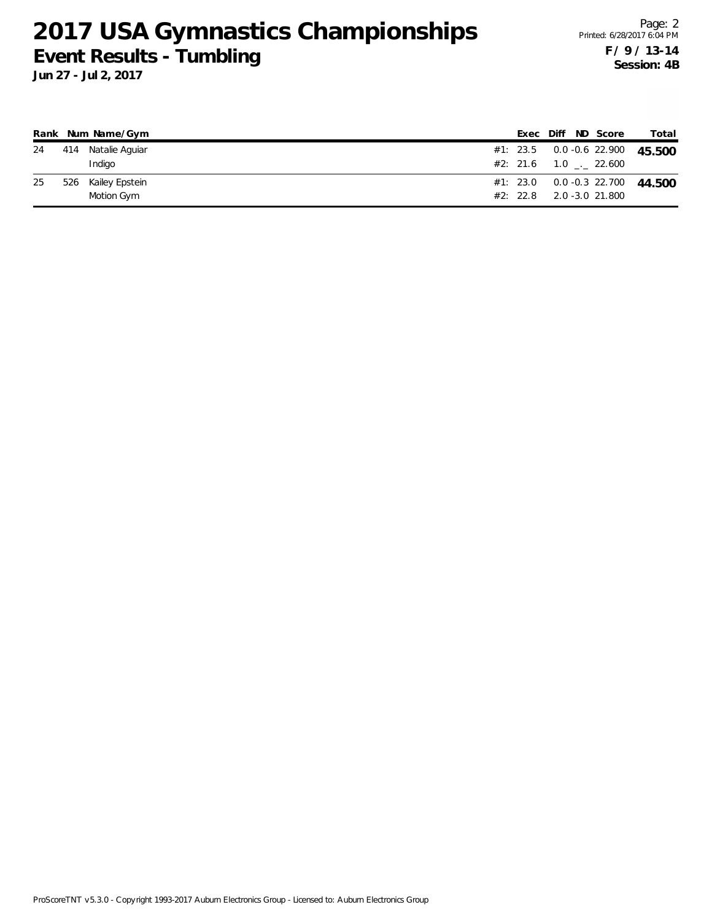# 2017 USA Gymnastics Championships

## Event Results - Tumbling

**Jun 27 - Jul 2, 2017**

**F / 9 / 13-14**
**Session: 4B**

| Rank | Num | Name/Gym | | Exec | Diff | ND | Score | Total |
|---|---|---|---|---|---|---|---|---|
| 24 | 414 | Natalie Aguiar | #1: | 23.5 | 0.0 | -0.6 | 22.900 | **45.500** |
| | | Indigo | #2: | 21.6 | 1.0 | _._ | 22.600 | |
| 25 | 526 | Kailey Epstein | #1: | 23.0 | 0.0 | -0.3 | 22.700 | **44.500** |
| | | Motion Gym | #2: | 22.8 | 2.0 | -3.0 | 21.800 | |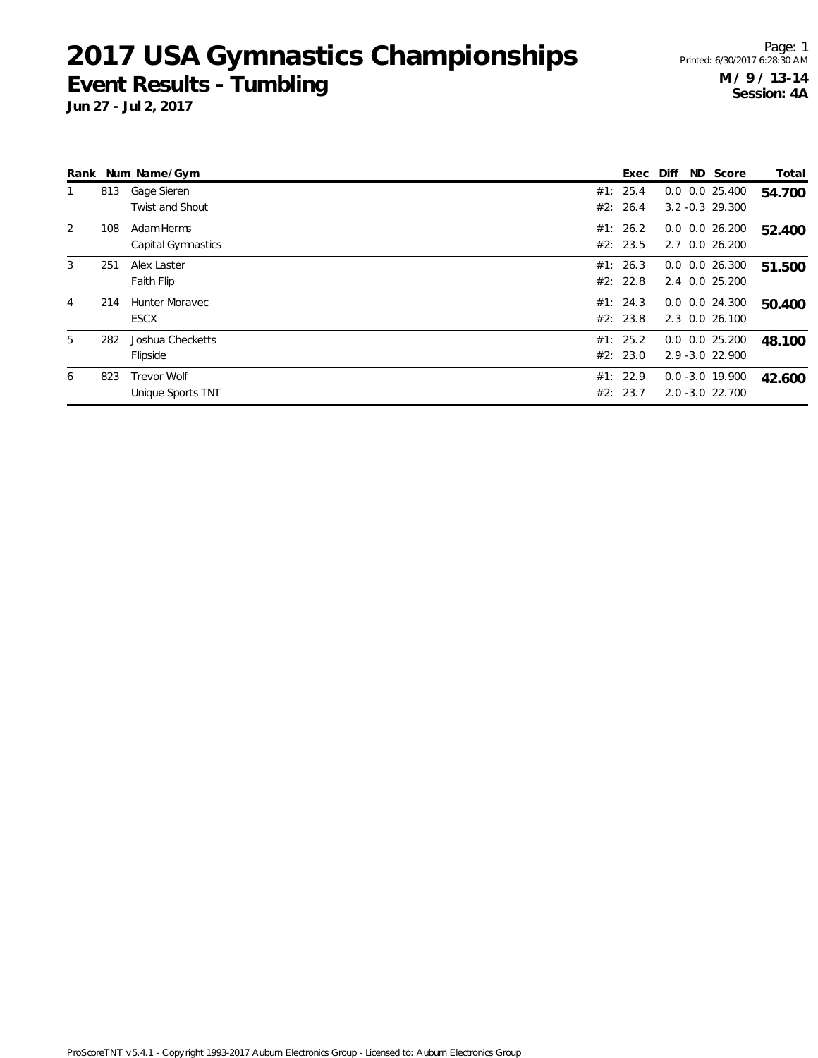# 2017 USA Gymnastics Championships

## Event Results - Tumbling

**Jun 27 - Jul 2, 2017**

Printed: 6/30/2017 6:28:30 AM

**M / 9 / 13-14**
**Session: 4A**

| Rank | Num | Name/Gym | | Exec | Diff | ND | Score | Total |
|---|---|---|---|---|---|---|---|---|
| 1 | 813 | Gage Sieren | #1: | 25.4 | 0.0 | 0.0 | 25.400 | **54.700** |
| | | Twist and Shout | #2: | 26.4 | 3.2 | -0.3 | 29.300 | |
| 2 | 108 | Adam Herms | #1: | 26.2 | 0.0 | 0.0 | 26.200 | **52.400** |
| | | Capital Gymnastics | #2: | 23.5 | 2.7 | 0.0 | 26.200 | |
| 3 | 251 | Alex Laster | #1: | 26.3 | 0.0 | 0.0 | 26.300 | **51.500** |
| | | Faith Flip | #2: | 22.8 | 2.4 | 0.0 | 25.200 | |
| 4 | 214 | Hunter Moravec | #1: | 24.3 | 0.0 | 0.0 | 24.300 | **50.400** |
| | | ESCX | #2: | 23.8 | 2.3 | 0.0 | 26.100 | |
| 5 | 282 | Joshua Checketts | #1: | 25.2 | 0.0 | 0.0 | 25.200 | **48.100** |
| | | Flipside | #2: | 23.0 | 2.9 | -3.0 | 22.900 | |
| 6 | 823 | Trevor Wolf | #1: | 22.9 | 0.0 | -3.0 | 19.900 | **42.600** |
| | | Unique Sports TNT | #2: | 23.7 | 2.0 | -3.0 | 22.700 | |

ProScoreTNT v5.4.1 - Copyright 1993-2017 Auburn Electronics Group - Licensed to: Auburn Electronics Group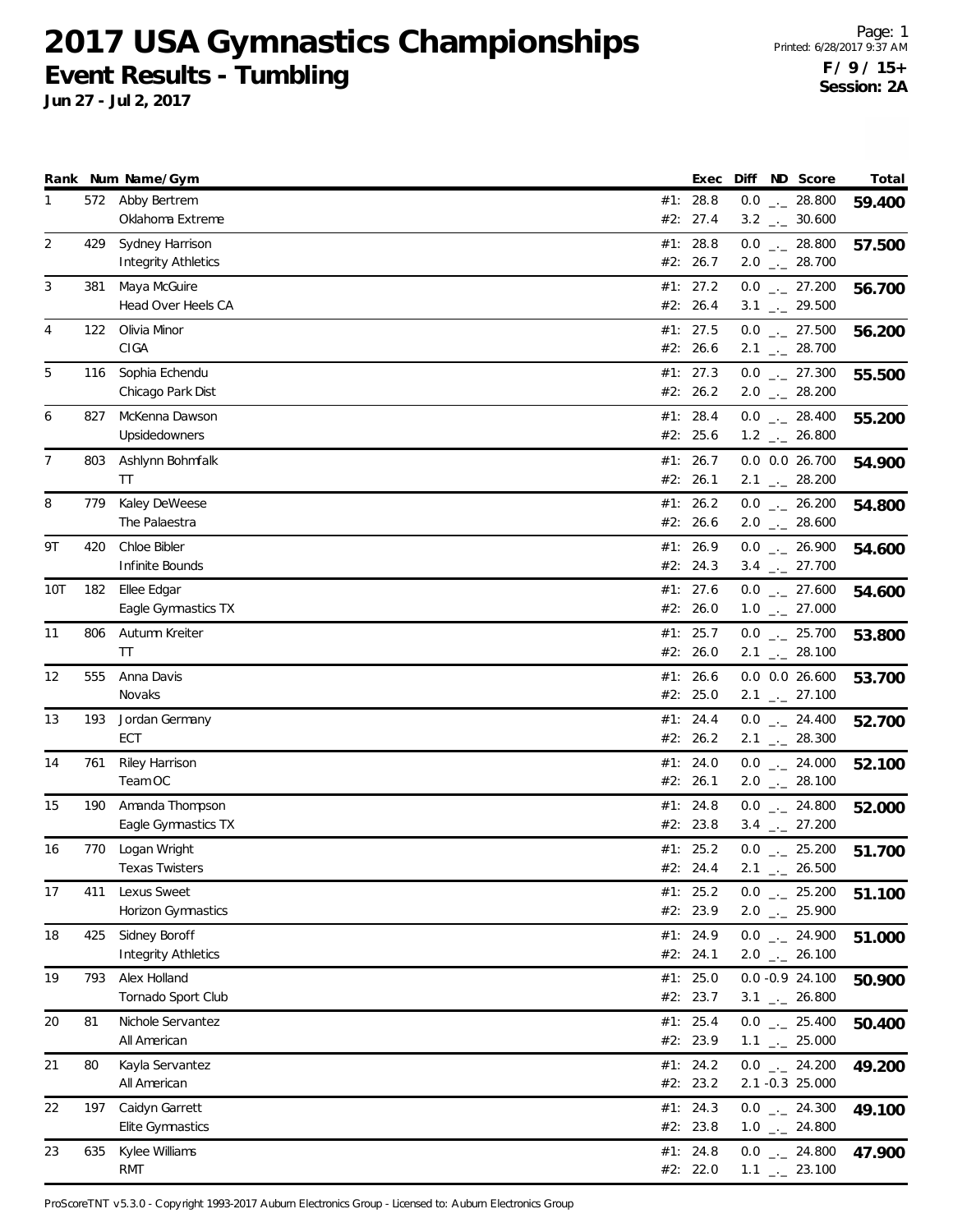# 2017 USA Gymnastics Championships
## Event Results - Tumbling
**Jun 27 - Jul 2, 2017**

Page: 1
Printed: 6/28/2017 9:37 AM
**F / 9 / 15+**
**Session: 2A**

| Rank | Num | Name/Gym | | Exec | Diff | ND | Score | Total |
|---|---|---|---|---|---|---|---|---|
| 1 | 572 | Abby Bertrem | #1: | 28.8 | 0.0 | _._ | 28.800 | **59.400** |
| | | Oklahoma Extreme | #2: | 27.4 | 3.2 | _._ | 30.600 | |
| 2 | 429 | Sydney Harrison | #1: | 28.8 | 0.0 | _._ | 28.800 | **57.500** |
| | | Integrity Athletics | #2: | 26.7 | 2.0 | _._ | 28.700 | |
| 3 | 381 | Maya McGuire | #1: | 27.2 | 0.0 | _._ | 27.200 | **56.700** |
| | | Head Over Heels CA | #2: | 26.4 | 3.1 | _._ | 29.500 | |
| 4 | 122 | Olivia Minor | #1: | 27.5 | 0.0 | _._ | 27.500 | **56.200** |
| | | CIGA | #2: | 26.6 | 2.1 | _._ | 28.700 | |
| 5 | 116 | Sophia Echendu | #1: | 27.3 | 0.0 | _._ | 27.300 | **55.500** |
| | | Chicago Park Dist | #2: | 26.2 | 2.0 | _._ | 28.200 | |
| 6 | 827 | McKenna Dawson | #1: | 28.4 | 0.0 | _._ | 28.400 | **55.200** |
| | | Upsidedowners | #2: | 25.6 | 1.2 | _._ | 26.800 | |
| 7 | 803 | Ashlynn Bohmfalk | #1: | 26.7 | 0.0 | 0.0 | 26.700 | **54.900** |
| | | TT | #2: | 26.1 | 2.1 | _._ | 28.200 | |
| 8 | 779 | Kaley DeWeese | #1: | 26.2 | 0.0 | _._ | 26.200 | **54.800** |
| | | The Palaestra | #2: | 26.6 | 2.0 | _._ | 28.600 | |
| 9T | 420 | Chloe Bibler | #1: | 26.9 | 0.0 | _._ | 26.900 | **54.600** |
| | | Infinite Bounds | #2: | 24.3 | 3.4 | _._ | 27.700 | |
| 10T | 182 | Ellee Edgar | #1: | 27.6 | 0.0 | _._ | 27.600 | **54.600** |
| | | Eagle Gymnastics TX | #2: | 26.0 | 1.0 | _._ | 27.000 | |
| 11 | 806 | Autumn Kreiter | #1: | 25.7 | 0.0 | _._ | 25.700 | **53.800** |
| | | TT | #2: | 26.0 | 2.1 | _._ | 28.100 | |
| 12 | 555 | Anna Davis | #1: | 26.6 | 0.0 | 0.0 | 26.600 | **53.700** |
| | | Novaks | #2: | 25.0 | 2.1 | _._ | 27.100 | |
| 13 | 193 | Jordan Germany | #1: | 24.4 | 0.0 | _._ | 24.400 | **52.700** |
| | | ECT | #2: | 26.2 | 2.1 | _._ | 28.300 | |
| 14 | 761 | Riley Harrison | #1: | 24.0 | 0.0 | _._ | 24.000 | **52.100** |
| | | Team OC | #2: | 26.1 | 2.0 | _._ | 28.100 | |
| 15 | 190 | Amanda Thompson | #1: | 24.8 | 0.0 | _._ | 24.800 | **52.000** |
| | | Eagle Gymnastics TX | #2: | 23.8 | 3.4 | _._ | 27.200 | |
| 16 | 770 | Logan Wright | #1: | 25.2 | 0.0 | _._ | 25.200 | **51.700** |
| | | Texas Twisters | #2: | 24.4 | 2.1 | _._ | 26.500 | |
| 17 | 411 | Lexus Sweet | #1: | 25.2 | 0.0 | _._ | 25.200 | **51.100** |
| | | Horizon Gymnastics | #2: | 23.9 | 2.0 | _._ | 25.900 | |
| 18 | 425 | Sidney Boroff | #1: | 24.9 | 0.0 | _._ | 24.900 | **51.000** |
| | | Integrity Athletics | #2: | 24.1 | 2.0 | _._ | 26.100 | |
| 19 | 793 | Alex Holland | #1: | 25.0 | 0.0 | -0.9 | 24.100 | **50.900** |
| | | Tornado Sport Club | #2: | 23.7 | 3.1 | _._ | 26.800 | |
| 20 | 81 | Nichole Servantez | #1: | 25.4 | 0.0 | _._ | 25.400 | **50.400** |
| | | All American | #2: | 23.9 | 1.1 | _._ | 25.000 | |
| 21 | 80 | Kayla Servantez | #1: | 24.2 | 0.0 | _._ | 24.200 | **49.200** |
| | | All American | #2: | 23.2 | 2.1 | -0.3 | 25.000 | |
| 22 | 197 | Caidyn Garrett | #1: | 24.3 | 0.0 | _._ | 24.300 | **49.100** |
| | | Elite Gymnastics | #2: | 23.8 | 1.0 | _._ | 24.800 | |
| 23 | 635 | Kylee Williams | #1: | 24.8 | 0.0 | _._ | 24.800 | **47.900** |
| | | RMT | #2: | 22.0 | 1.1 | _._ | 23.100 | |

ProScoreTNT v5.3.0 - Copyright 1993-2017 Auburn Electronics Group - Licensed to: Auburn Electronics Group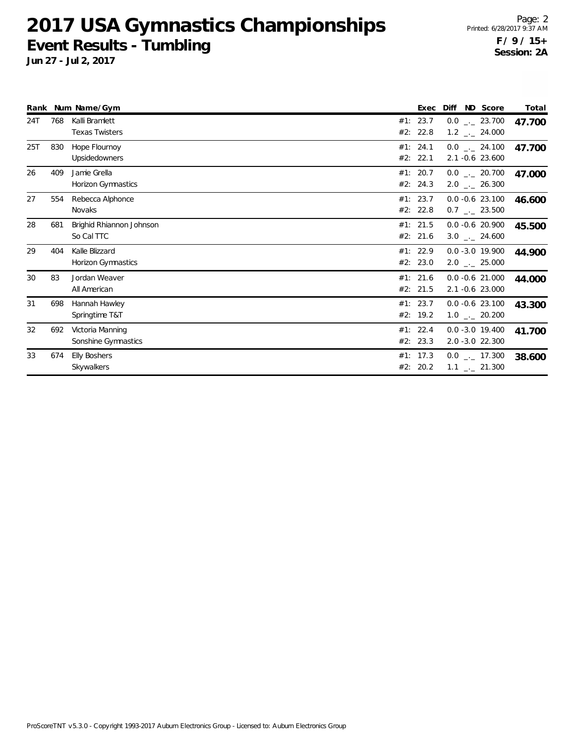# 2017 USA Gymnastics Championships

## Event Results - Tumbling

**Jun 27 - Jul 2, 2017**

Printed: 6/28/2017 9:37 AM

**F / 9 / 15+**
**Session: 2A**

| Rank | Num | Name/Gym | | Exec | Diff | ND | Score | Total |
|---|---|---|---|---|---|---|---|---|
| 24T | 768 | Kalli Bramlett | #1: | 23.7 | 0.0 | _._ | 23.700 | **47.700** |
| | | Texas Twisters | #2: | 22.8 | 1.2 | _._ | 24.000 | |
| 25T | 830 | Hope Flournoy | #1: | 24.1 | 0.0 | _._ | 24.100 | **47.700** |
| | | Upsidedowners | #2: | 22.1 | 2.1 | -0.6 | 23.600 | |
| 26 | 409 | Jamie Grella | #1: | 20.7 | 0.0 | _._ | 20.700 | **47.000** |
| | | Horizon Gymnastics | #2: | 24.3 | 2.0 | _._ | 26.300 | |
| 27 | 554 | Rebecca Alphonce | #1: | 23.7 | 0.0 | -0.6 | 23.100 | **46.600** |
| | | Novaks | #2: | 22.8 | 0.7 | _._ | 23.500 | |
| 28 | 681 | Brighid Rhiannon Johnson | #1: | 21.5 | 0.0 | -0.6 | 20.900 | **45.500** |
| | | So Cal TTC | #2: | 21.6 | 3.0 | _._ | 24.600 | |
| 29 | 404 | Kalle Blizzard | #1: | 22.9 | 0.0 | -3.0 | 19.900 | **44.900** |
| | | Horizon Gymnastics | #2: | 23.0 | 2.0 | _._ | 25.000 | |
| 30 | 83 | Jordan Weaver | #1: | 21.6 | 0.0 | -0.6 | 21.000 | **44.000** |
| | | All American | #2: | 21.5 | 2.1 | -0.6 | 23.000 | |
| 31 | 698 | Hannah Hawley | #1: | 23.7 | 0.0 | -0.6 | 23.100 | **43.300** |
| | | Springtime T&T | #2: | 19.2 | 1.0 | _._ | 20.200 | |
| 32 | 692 | Victoria Manning | #1: | 22.4 | 0.0 | -3.0 | 19.400 | **41.700** |
| | | Sonshine Gymnastics | #2: | 23.3 | 2.0 | -3.0 | 22.300 | |
| 33 | 674 | Elly Boshers | #1: | 17.3 | 0.0 | _._ | 17.300 | **38.600** |
| | | Skywalkers | #2: | 20.2 | 1.1 | _._ | 21.300 | |

ProScoreTNT v5.3.0 - Copyright 1993-2017 Auburn Electronics Group - Licensed to: Auburn Electronics Group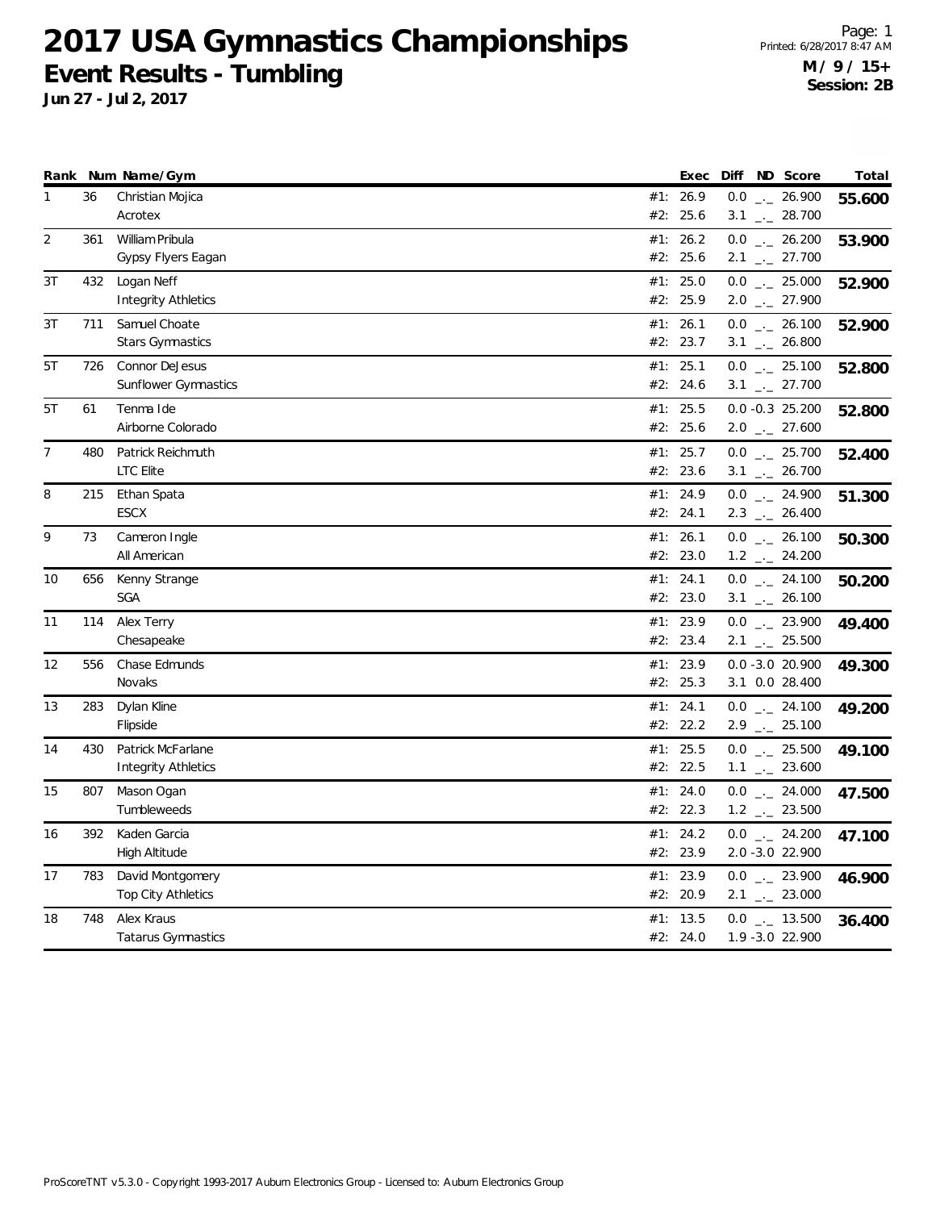# 2017 USA Gymnastics Championships

## Event Results - Tumbling

**Jun 27 - Jul 2, 2017**

Printed: 6/28/2017 8:47 AM

**M / 9 / 15+**

**Session: 2B**

| Rank | Num | Name/Gym | | Exec | Diff | ND | Score | Total |
|---|---|---|---|---|---|---|---|---|
| 1 | 36 | Christian Mojica | #1: | 26.9 | 0.0 | _._ | 26.900 | **55.600** |
| | | Acrotex | #2: | 25.6 | 3.1 | _._ | 28.700 | |
| 2 | 361 | William Pribula | #1: | 26.2 | 0.0 | _._ | 26.200 | **53.900** |
| | | Gypsy Flyers Eagan | #2: | 25.6 | 2.1 | _._ | 27.700 | |
| 3T | 432 | Logan Neff | #1: | 25.0 | 0.0 | _._ | 25.000 | **52.900** |
| | | Integrity Athletics | #2: | 25.9 | 2.0 | _._ | 27.900 | |
| 3T | 711 | Samuel Choate | #1: | 26.1 | 0.0 | _._ | 26.100 | **52.900** |
| | | Stars Gymnastics | #2: | 23.7 | 3.1 | _._ | 26.800 | |
| 5T | 726 | Connor DeJesus | #1: | 25.1 | 0.0 | _._ | 25.100 | **52.800** |
| | | Sunflower Gymnastics | #2: | 24.6 | 3.1 | _._ | 27.700 | |
| 5T | 61 | Tenma Ide | #1: | 25.5 | 0.0 | -0.3 | 25.200 | **52.800** |
| | | Airborne Colorado | #2: | 25.6 | 2.0 | _._ | 27.600 | |
| 7 | 480 | Patrick Reichmuth | #1: | 25.7 | 0.0 | _._ | 25.700 | **52.400** |
| | | LTC Elite | #2: | 23.6 | 3.1 | _._ | 26.700 | |
| 8 | 215 | Ethan Spata | #1: | 24.9 | 0.0 | _._ | 24.900 | **51.300** |
| | | ESCX | #2: | 24.1 | 2.3 | _._ | 26.400 | |
| 9 | 73 | Cameron Ingle | #1: | 26.1 | 0.0 | _._ | 26.100 | **50.300** |
| | | All American | #2: | 23.0 | 1.2 | _._ | 24.200 | |
| 10 | 656 | Kenny Strange | #1: | 24.1 | 0.0 | _._ | 24.100 | **50.200** |
| | | SGA | #2: | 23.0 | 3.1 | _._ | 26.100 | |
| 11 | 114 | Alex Terry | #1: | 23.9 | 0.0 | _._ | 23.900 | **49.400** |
| | | Chesapeake | #2: | 23.4 | 2.1 | _._ | 25.500 | |
| 12 | 556 | Chase Edmunds | #1: | 23.9 | 0.0 | -3.0 | 20.900 | **49.300** |
| | | Novaks | #2: | 25.3 | 3.1 | 0.0 | 28.400 | |
| 13 | 283 | Dylan Kline | #1: | 24.1 | 0.0 | _._ | 24.100 | **49.200** |
| | | Flipside | #2: | 22.2 | 2.9 | _._ | 25.100 | |
| 14 | 430 | Patrick McFarlane | #1: | 25.5 | 0.0 | _._ | 25.500 | **49.100** |
| | | Integrity Athletics | #2: | 22.5 | 1.1 | _._ | 23.600 | |
| 15 | 807 | Mason Ogan | #1: | 24.0 | 0.0 | _._ | 24.000 | **47.500** |
| | | Tumbleweeds | #2: | 22.3 | 1.2 | _._ | 23.500 | |
| 16 | 392 | Kaden Garcia | #1: | 24.2 | 0.0 | _._ | 24.200 | **47.100** |
| | | High Altitude | #2: | 23.9 | 2.0 | -3.0 | 22.900 | |
| 17 | 783 | David Montgomery | #1: | 23.9 | 0.0 | _._ | 23.900 | **46.900** |
| | | Top City Athletics | #2: | 20.9 | 2.1 | _._ | 23.000 | |
| 18 | 748 | Alex Kraus | #1: | 13.5 | 0.0 | _._ | 13.500 | **36.400** |
| | | Tatarus Gymnastics | #2: | 24.0 | 1.9 | -3.0 | 22.900 | |

ProScoreTNT v5.3.0 - Copyright 1993-2017 Auburn Electronics Group - Licensed to: Auburn Electronics Group